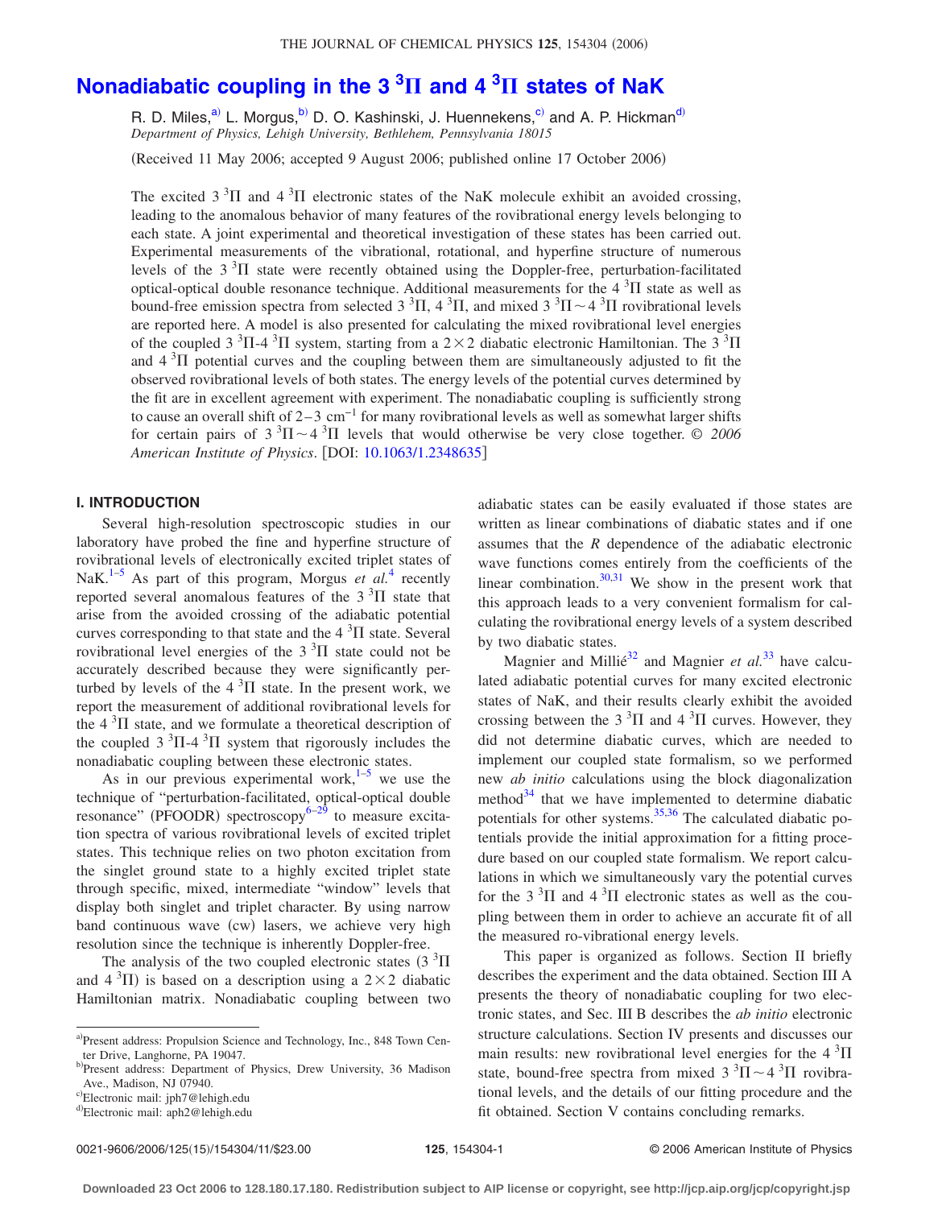# Nonadiabatic coupling in the 3 $^3\Pi$ and 4 $^3\Pi$ states of NaK

R. D. Miles,[a] L. Morgus,[b] D. O. Kashinski, J. Huennekens,[c] and A. P. Hickman[d]
*Department of Physics, Lehigh University, Bethlehem, Pennsylvania 18015*

(Received 11 May 2006; accepted 9 August 2006; published online 17 October 2006)

The excited 3 $^3\Pi$ and 4 $^3\Pi$ electronic states of the NaK molecule exhibit an avoided crossing, leading to the anomalous behavior of many features of the rovibrational energy levels belonging to each state. A joint experimental and theoretical investigation of these states has been carried out. Experimental measurements of the vibrational, rotational, and hyperfine structure of numerous levels of the 3 $^3\Pi$ state were recently obtained using the Doppler-free, perturbation-facilitated optical-optical double resonance technique. Additional measurements for the 4 $^3\Pi$ state as well as bound-free emission spectra from selected 3 $^3\Pi$, 4 $^3\Pi$, and mixed 3 $^3\Pi \sim 4\,^3\Pi$ rovibrational levels are reported here. A model is also presented for calculating the mixed rovibrational level energies of the coupled 3 $^3\Pi$-4 $^3\Pi$ system, starting from a $2\times2$ diabatic electronic Hamiltonian. The 3 $^3\Pi$ and 4 $^3\Pi$ potential curves and the coupling between them are simultaneously adjusted to fit the observed rovibrational levels of both states. The energy levels of the potential curves determined by the fit are in excellent agreement with experiment. The nonadiabatic coupling is sufficiently strong to cause an overall shift of 2–3 cm$^{-1}$ for many rovibrational levels as well as somewhat larger shifts for certain pairs of 3 $^3\Pi \sim 4\,^3\Pi$ levels that would otherwise be very close together. © *2006 American Institute of Physics*. [DOI: 10.1063/1.2348635]

## I. INTRODUCTION

Several high-resolution spectroscopic studies in our laboratory have probed the fine and hyperfine structure of rovibrational levels of electronically excited triplet states of NaK.[1–5] As part of this program, Morgus *et al.*[4] recently reported several anomalous features of the 3 $^3\Pi$ state that arise from the avoided crossing of the adiabatic potential curves corresponding to that state and the 4 $^3\Pi$ state. Several rovibrational level energies of the 3 $^3\Pi$ state could not be accurately described because they were significantly perturbed by levels of the 4 $^3\Pi$ state. In the present work, we report the measurement of additional rovibrational levels for the 4 $^3\Pi$ state, and we formulate a theoretical description of the coupled 3 $^3\Pi$-4 $^3\Pi$ system that rigorously includes the nonadiabatic coupling between these electronic states.

As in our previous experimental work,[1–5] we use the technique of "perturbation-facilitated, optical-optical double resonance" (PFOODR) spectroscopy[6–29] to measure excitation spectra of various rovibrational levels of excited triplet states. This technique relies on two photon excitation from the singlet ground state to a highly excited triplet state through specific, mixed, intermediate "window" levels that display both singlet and triplet character. By using narrow band continuous wave (cw) lasers, we achieve very high resolution since the technique is inherently Doppler-free.

The analysis of the two coupled electronic states (3 $^3\Pi$ and 4 $^3\Pi$) is based on a description using a $2\times2$ diabatic Hamiltonian matrix. Nonadiabatic coupling between two adiabatic states can be easily evaluated if those states are written as linear combinations of diabatic states and if one assumes that the $R$ dependence of the adiabatic electronic wave functions comes entirely from the coefficients of the linear combination.[30,31] We show in the present work that this approach leads to a very convenient formalism for calculating the rovibrational energy levels of a system described by two diabatic states.

Magnier and Millié[32] and Magnier *et al.*[33] have calculated adiabatic potential curves for many excited electronic states of NaK, and their results clearly exhibit the avoided crossing between the 3 $^3\Pi$ and 4 $^3\Pi$ curves. However, they did not determine diabatic curves, which are needed to implement our coupled state formalism, so we performed new *ab initio* calculations using the block diagonalization method[34] that we have implemented to determine diabatic potentials for other systems.[35,36] The calculated diabatic potentials provide the initial approximation for a fitting procedure based on our coupled state formalism. We report calculations in which we simultaneously vary the potential curves for the 3 $^3\Pi$ and 4 $^3\Pi$ electronic states as well as the coupling between them in order to achieve an accurate fit of all the measured ro-vibrational energy levels.

This paper is organized as follows. Section II briefly describes the experiment and the data obtained. Section III A presents the theory of nonadiabatic coupling for two electronic states, and Sec. III B describes the *ab initio* electronic structure calculations. Section IV presents and discusses our main results: new rovibrational level energies for the 4 $^3\Pi$ state, bound-free spectra from mixed 3 $^3\Pi \sim 4\,^3\Pi$ rovibrational levels, and the details of our fitting procedure and the fit obtained. Section V contains concluding remarks.

---

[a] Present address: Propulsion Science and Technology, Inc., 848 Town Center Drive, Langhorne, PA 19047.

[b] Present address: Department of Physics, Drew University, 36 Madison Ave., Madison, NJ 07940.

[c] Electronic mail: jph7@lehigh.edu

[d] Electronic mail: aph2@lehigh.edu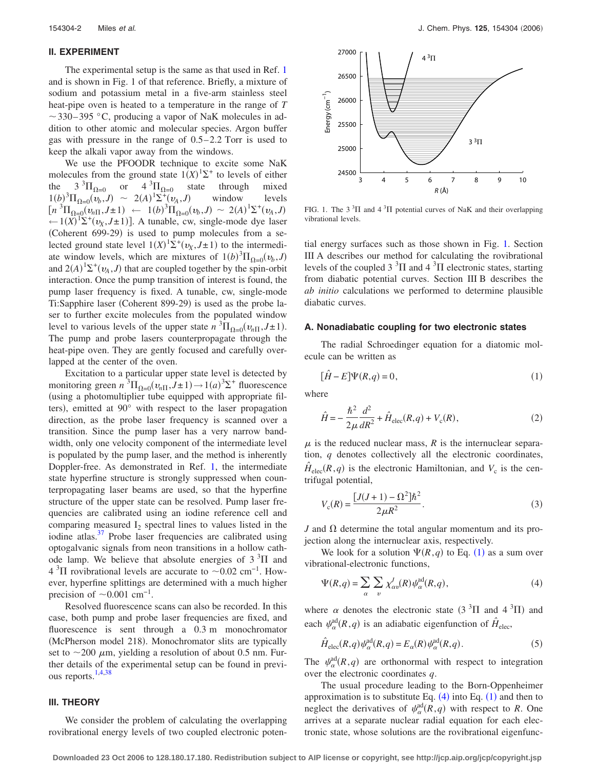## II. EXPERIMENT

The experimental setup is the same as that used in Ref. [1] and is shown in Fig. 1 of that reference. Briefly, a mixture of sodium and potassium metal in a five-arm stainless steel heat-pipe oven is heated to a temperature in the range of $T \sim 330$–$395\ ^\circ\mathrm{C}$, producing a vapor of NaK molecules in addition to other atomic and molecular species. Argon buffer gas with pressure in the range of 0.5–2.2 Torr is used to keep the alkali vapor away from the windows.

We use the PFOODR technique to excite some NaK molecules from the ground state $1(X)^1\Sigma^+$ to levels of either the $3\,^3\Pi_{\Omega=0}$ or $4\,^3\Pi_{\Omega=0}$ state through mixed $1(b)^3\Pi_{\Omega=0}(v_b,J) \sim 2(A)^1\Sigma^+(v_A,J)$ window levels $[n\,^3\Pi_{\Omega=0}(v_{n\Pi},J\pm1) \leftarrow 1(b)^3\Pi_{\Omega=0}(v_b,J) \sim 2(A)^1\Sigma^+(v_A,J) \leftarrow 1(X)^1\Sigma^+(v_X,J\pm1)]$. A tunable, cw, single-mode dye laser (Coherent 699-29) is used to pump molecules from a selected ground state level $1(X)^1\Sigma^+(v_X,J\pm1)$ to the intermediate window levels, which are mixtures of $1(b)^3\Pi_{\Omega=0}(v_b,J)$ and $2(A)^1\Sigma^+(v_A,J)$ that are coupled together by the spin-orbit interaction. Once the pump transition of interest is found, the pump laser frequency is fixed. A tunable, cw, single-mode Ti:Sapphire laser (Coherent 899-29) is used as the probe laser to further excite molecules from the populated window level to various levels of the upper state $n\,^3\Pi_{\Omega=0}(v_{n\Pi},J\pm1)$. The pump and probe lasers counterpropagate through the heat-pipe oven. They are gently focused and carefully overlapped at the center of the oven.

Excitation to a particular upper state level is detected by monitoring green $n\,^3\Pi_{\Omega=0}(v_{n\Pi},J\pm1) \rightarrow 1(a)^3\Sigma^+$ fluorescence (using a photomultiplier tube equipped with appropriate filters), emitted at 90° with respect to the laser propagation direction, as the probe laser frequency is scanned over a transition. Since the pump laser has a very narrow bandwidth, only one velocity component of the intermediate level is populated by the pump laser, and the method is inherently Doppler-free. As demonstrated in Ref. [1], the intermediate state hyperfine structure is strongly suppressed when counterpropagating laser beams are used, so that the hyperfine structure of the upper state can be resolved. Pump laser frequencies are calibrated using an iodine reference cell and comparing measured $I_2$ spectral lines to values listed in the iodine atlas.[37] Probe laser frequencies are calibrated using optogalvanic signals from neon transitions in a hollow cathode lamp. We believe that absolute energies of $3\,^3\Pi$ and $4\,^3\Pi$ rovibrational levels are accurate to $\sim 0.02\ \mathrm{cm}^{-1}$. However, hyperfine splittings are determined with a much higher precision of $\sim 0.001\ \mathrm{cm}^{-1}$.

Resolved fluorescence scans can also be recorded. In this case, both pump and probe laser frequencies are fixed, and fluorescence is sent through a 0.3 m monochromator (McPherson model 218). Monochromator slits are typically set to $\sim 200\ \mu\mathrm{m}$, yielding a resolution of about 0.5 nm. Further details of the experimental setup can be found in previous reports.[1,4,38]

## III. THEORY

We consider the problem of calculating the overlapping rovibrational energy levels of two coupled electronic potential energy surfaces such as those shown in Fig. 1. Section III A describes our method for calculating the rovibrational levels of the coupled $3\,^3\Pi$ and $4\,^3\Pi$ electronic states, starting from diabatic potential curves. Section III B describes the *ab initio* calculations we performed to determine plausible diabatic curves.

FIG. 1. The $3\,^3\Pi$ and $4\,^3\Pi$ potential curves of NaK and their overlapping vibrational levels.

### A. Nonadiabatic coupling for two electronic states

The radial Schroedinger equation for a diatomic molecule can be written as

$$[\hat{H} - E]\Psi(R,q) = 0, \tag{1}$$

where

$$\hat{H} = -\frac{\hbar^2}{2\mu}\frac{d^2}{dR^2} + \hat{H}_{\mathrm{elec}}(R,q) + V_{\mathrm{c}}(R), \tag{2}$$

$\mu$ is the reduced nuclear mass, $R$ is the internuclear separation, $q$ denotes collectively all the electronic coordinates, $\hat{H}_{\mathrm{elec}}(R,q)$ is the electronic Hamiltonian, and $V_{\mathrm{c}}$ is the centrifugal potential,

$$V_{\mathrm{c}}(R) = \frac{[J(J+1) - \Omega^2]\hbar^2}{2\mu R^2}. \tag{3}$$

$J$ and $\Omega$ determine the total angular momentum and its projection along the internuclear axis, respectively.

We look for a solution $\Psi(R,q)$ to Eq. (1) as a sum over vibrational-electronic functions,

$$\Psi(R,q) = \sum_{\alpha}\sum_{v}\chi^{J}_{\alpha v}(R)\psi^{\mathrm{ad}}_{\alpha}(R,q), \tag{4}$$

where $\alpha$ denotes the electronic state ($3\,^3\Pi$ and $4\,^3\Pi$) and each $\psi^{\mathrm{ad}}_{\alpha}(R,q)$ is an adiabatic eigenfunction of $\hat{H}_{\mathrm{elec}}$,

$$\hat{H}_{\mathrm{elec}}(R,q)\psi^{\mathrm{ad}}_{\alpha}(R,q) = E_{\alpha}(R)\psi^{\mathrm{ad}}_{\alpha}(R,q). \tag{5}$$

The $\psi^{\mathrm{ad}}_{\alpha}(R,q)$ are orthonormal with respect to integration over the electronic coordinates $q$.

The usual procedure leading to the Born-Oppenheimer approximation is to substitute Eq. (4) into Eq. (1) and then to neglect the derivatives of $\psi^{\mathrm{ad}}_{\alpha}(R,q)$ with respect to $R$. One arrives at a separate nuclear radial equation for each electronic state, whose solutions are the rovibrational eigenfunc-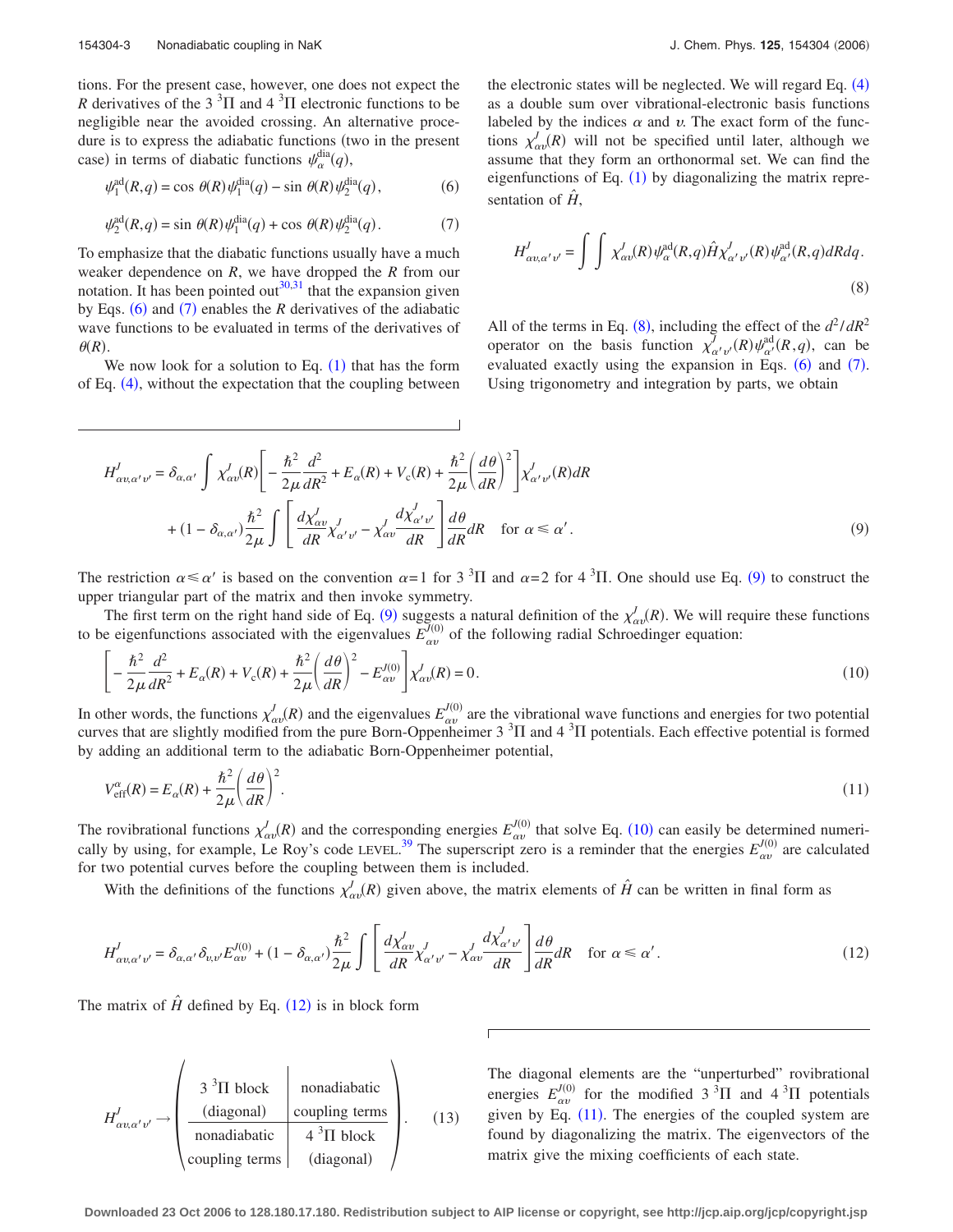tions. For the present case, however, one does not expect the $R$ derivatives of the $3\,^3\Pi$ and $4\,^3\Pi$ electronic functions to be negligible near the avoided crossing. An alternative procedure is to express the adiabatic functions (two in the present case) in terms of diabatic functions $\psi_\alpha^{\text{dia}}(q)$,

$$\psi_1^{\text{ad}}(R,q) = \cos\theta(R)\psi_1^{\text{dia}}(q) - \sin\theta(R)\psi_2^{\text{dia}}(q), \tag{6}$$

$$\psi_2^{\text{ad}}(R,q) = \sin\theta(R)\psi_1^{\text{dia}}(q) + \cos\theta(R)\psi_2^{\text{dia}}(q). \tag{7}$$

To emphasize that the diabatic functions usually have a much weaker dependence on $R$, we have dropped the $R$ from our notation. It has been pointed out[30,31] that the expansion given by Eqs. (6) and (7) enables the $R$ derivatives of the adiabatic wave functions to be evaluated in terms of the derivatives of $\theta(R)$.

We now look for a solution to Eq. (1) that has the form of Eq. (4), without the expectation that the coupling between the electronic states will be neglected. We will regard Eq. (4) as a double sum over vibrational-electronic basis functions labeled by the indices $\alpha$ and $v$. The exact form of the functions $\chi_{\alpha v}^J(R)$ will not be specified until later, although we assume that they form an orthonormal set. We can find the eigenfunctions of Eq. (1) by diagonalizing the matrix representation of $\hat{H}$,

$$H_{\alpha v,\alpha' v'}^J = \int\int \chi_{\alpha v}^J(R)\psi_\alpha^{\text{ad}}(R,q)\hat{H}\chi_{\alpha' v'}^J(R)\psi_{\alpha'}^{\text{ad}}(R,q)dRdq. \tag{8}$$

All of the terms in Eq. (8), including the effect of the $d^2/dR^2$ operator on the basis function $\chi_{\alpha' v'}^J(R)\psi_{\alpha'}^{\text{ad}}(R,q)$, can be evaluated exactly using the expansion in Eqs. (6) and (7). Using trigonometry and integration by parts, we obtain

$$\begin{aligned} H_{\alpha v,\alpha' v'}^J = {} & \delta_{\alpha,\alpha'}\int \chi_{\alpha v}^J(R)\left[-\frac{\hbar^2}{2\mu}\frac{d^2}{dR^2} + E_\alpha(R) + V_c(R) + \frac{\hbar^2}{2\mu}\left(\frac{d\theta}{dR}\right)^2\right]\chi_{\alpha' v'}^J(R)dR \\ & + (1-\delta_{\alpha,\alpha'})\frac{\hbar^2}{2\mu}\int\left[\frac{d\chi_{\alpha v}^J}{dR}\chi_{\alpha' v'}^J - \chi_{\alpha v}^J\frac{d\chi_{\alpha' v'}^J}{dR}\right]\frac{d\theta}{dR}dR \quad \text{for } \alpha \le \alpha'. \end{aligned} \tag{9}$$

The restriction $\alpha \le \alpha'$ is based on the convention $\alpha=1$ for $3\,^3\Pi$ and $\alpha=2$ for $4\,^3\Pi$. One should use Eq. (9) to construct the upper triangular part of the matrix and then invoke symmetry.

The first term on the right hand side of Eq. (9) suggests a natural definition of the $\chi_{\alpha v}^J(R)$. We will require these functions to be eigenfunctions associated with the eigenvalues $E_{\alpha v}^{J(0)}$ of the following radial Schroedinger equation:

$$\left[-\frac{\hbar^2}{2\mu}\frac{d^2}{dR^2} + E_\alpha(R) + V_c(R) + \frac{\hbar^2}{2\mu}\left(\frac{d\theta}{dR}\right)^2 - E_{\alpha v}^{J(0)}\right]\chi_{\alpha v}^J(R) = 0. \tag{10}$$

In other words, the functions $\chi_{\alpha v}^J(R)$ and the eigenvalues $E_{\alpha v}^{J(0)}$ are the vibrational wave functions and energies for two potential curves that are slightly modified from the pure Born-Oppenheimer $3\,^3\Pi$ and $4\,^3\Pi$ potentials. Each effective potential is formed by adding an additional term to the adiabatic Born-Oppenheimer potential,

$$V_{\text{eff}}^\alpha(R) = E_\alpha(R) + \frac{\hbar^2}{2\mu}\left(\frac{d\theta}{dR}\right)^2. \tag{11}$$

The rovibrational functions $\chi_{\alpha v}^J(R)$ and the corresponding energies $E_{\alpha v}^{J(0)}$ that solve Eq. (10) can easily be determined numerically by using, for example, Le Roy's code LEVEL.[39] The superscript zero is a reminder that the energies $E_{\alpha v}^{J(0)}$ are calculated for two potential curves before the coupling between them is included.

With the definitions of the functions $\chi_{\alpha v}^J(R)$ given above, the matrix elements of $\hat{H}$ can be written in final form as

$$H_{\alpha v,\alpha' v'}^J = \delta_{\alpha,\alpha'}\delta_{v,v'}E_{\alpha v}^{J(0)} + (1-\delta_{\alpha,\alpha'})\frac{\hbar^2}{2\mu}\int\left[\frac{d\chi_{\alpha v}^J}{dR}\chi_{\alpha' v'}^J - \chi_{\alpha v}^J\frac{d\chi_{\alpha' v'}^J}{dR}\right]\frac{d\theta}{dR}dR \quad \text{for } \alpha \le \alpha'. \tag{12}$$

The matrix of $\hat{H}$ defined by Eq. (12) is in block form

$$H_{\alpha v,\alpha' v'}^J \rightarrow \left(\begin{array}{c|c} \begin{matrix}3\,^3\Pi \text{ block}\\ \text{(diagonal)}\end{matrix} & \begin{matrix}\text{nonadiabatic}\\ \text{coupling terms}\end{matrix} \\ \hline \begin{matrix}\text{nonadiabatic}\\ \text{coupling terms}\end{matrix} & \begin{matrix}4\,^3\Pi \text{ block}\\ \text{(diagonal)}\end{matrix} \end{array}\right). \tag{13}$$

The diagonal elements are the "unperturbed" rovibrational energies $E_{\alpha v}^{J(0)}$ for the modified $3\,^3\Pi$ and $4\,^3\Pi$ potentials given by Eq. (11). The energies of the coupled system are found by diagonalizing the matrix. The eigenvectors of the matrix give the mixing coefficients of each state.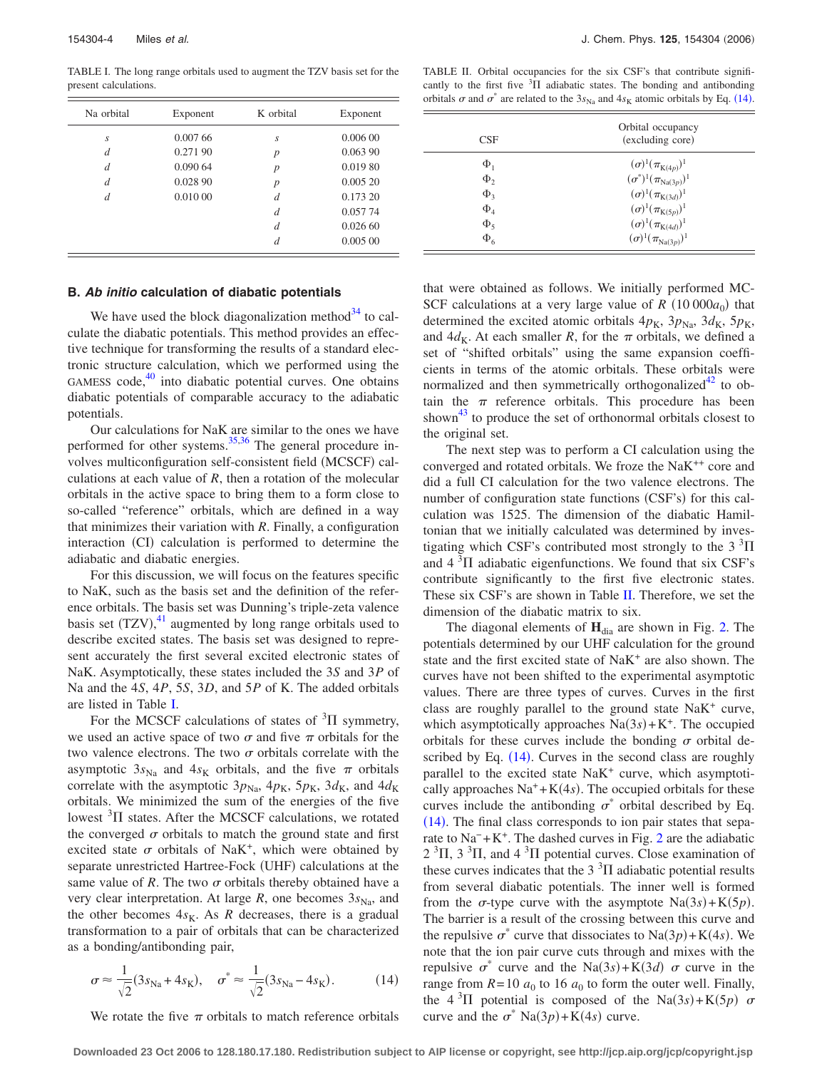TABLE I. The long range orbitals used to augment the TZV basis set for the present calculations.

| Na orbital | Exponent | K orbital | Exponent |
|---|---|---|---|
| $s$ | 0.007 66 | $s$ | 0.006 00 |
| $d$ | 0.271 90 | $p$ | 0.063 90 |
| $d$ | 0.090 64 | $p$ | 0.019 80 |
| $d$ | 0.028 90 | $p$ | 0.005 20 |
| $d$ | 0.010 00 | $d$ | 0.173 20 |
| | | $d$ | 0.057 74 |
| | | $d$ | 0.026 60 |
| | | $d$ | 0.005 00 |

TABLE II. Orbital occupancies for the six CSF's that contribute significantly to the first five $^3\Pi$ adiabatic states. The bonding and antibonding orbitals $\sigma$ and $\sigma^*$ are related to the $3s_{\mathrm{Na}}$ and $4s_{\mathrm{K}}$ atomic orbitals by Eq. (14).

| CSF | Orbital occupancy (excluding core) |
|---|---|
| $\Phi_1$ | $(\sigma)^1(\pi_{\mathrm{K}(4p)})^1$ |
| $\Phi_2$ | $(\sigma^*)^1(\pi_{\mathrm{Na}(3p)})^1$ |
| $\Phi_3$ | $(\sigma)^1(\pi_{\mathrm{K}(3d)})^1$ |
| $\Phi_4$ | $(\sigma)^1(\pi_{\mathrm{K}(5p)})^1$ |
| $\Phi_5$ | $(\sigma)^1(\pi_{\mathrm{K}(4d)})^1$ |
| $\Phi_6$ | $(\sigma)^1(\pi_{\mathrm{Na}(3p)})^1$ |

### B. *Ab initio* calculation of diabatic potentials

We have used the block diagonalization method[34] to calculate the diabatic potentials. This method provides an effective technique for transforming the results of a standard electronic structure calculation, which we performed using the GAMESS code,[40] into diabatic potential curves. One obtains diabatic potentials of comparable accuracy to the adiabatic potentials.

Our calculations for NaK are similar to the ones we have performed for other systems.[35,36] The general procedure involves multiconfiguration self-consistent field (MCSCF) calculations at each value of $R$, then a rotation of the molecular orbitals in the active space to bring them to a form close to so-called "reference" orbitals, which are defined in a way that minimizes their variation with $R$. Finally, a configuration interaction (CI) calculation is performed to determine the adiabatic and diabatic energies.

For this discussion, we will focus on the features specific to NaK, such as the basis set and the definition of the reference orbitals. The basis set was Dunning's triple-zeta valence basis set (TZV),[41] augmented by long range orbitals used to describe excited states. The basis set was designed to represent accurately the first several excited electronic states of NaK. Asymptotically, these states included the 3$S$ and 3$P$ of Na and the 4$S$, 4$P$, 5$S$, 3$D$, and 5$P$ of K. The added orbitals are listed in Table I.

For the MCSCF calculations of states of $^3\Pi$ symmetry, we used an active space of two $\sigma$ and five $\pi$ orbitals for the two valence electrons. The two $\sigma$ orbitals correlate with the asymptotic $3s_{\mathrm{Na}}$ and $4s_{\mathrm{K}}$ orbitals, and the five $\pi$ orbitals correlate with the asymptotic $3p_{\mathrm{Na}}$, $4p_{\mathrm{K}}$, $5p_{\mathrm{K}}$, $3d_{\mathrm{K}}$, and $4d_{\mathrm{K}}$ orbitals. We minimized the sum of the energies of the five lowest $^3\Pi$ states. After the MCSCF calculations, we rotated the converged $\sigma$ orbitals to match the ground state and first excited state $\sigma$ orbitals of $\mathrm{NaK}^+$, which were obtained by separate unrestricted Hartree-Fock (UHF) calculations at the same value of $R$. The two $\sigma$ orbitals thereby obtained have a very clear interpretation. At large $R$, one becomes $3s_{\mathrm{Na}}$, and the other becomes $4s_{\mathrm{K}}$. As $R$ decreases, there is a gradual transformation to a pair of orbitals that can be characterized as a bonding/antibonding pair,

$$\sigma \approx \frac{1}{\sqrt{2}}(3s_{\mathrm{Na}} + 4s_{\mathrm{K}}), \quad \sigma^* \approx \frac{1}{\sqrt{2}}(3s_{\mathrm{Na}} - 4s_{\mathrm{K}}). \tag{14}$$

We rotate the five $\pi$ orbitals to match reference orbitals that were obtained as follows. We initially performed MCSCF calculations at a very large value of $R$ ($10\,000 a_0$) that determined the excited atomic orbitals $4p_{\mathrm{K}}$, $3p_{\mathrm{Na}}$, $3d_{\mathrm{K}}$, $5p_{\mathrm{K}}$, and $4d_{\mathrm{K}}$. At each smaller $R$, for the $\pi$ orbitals, we defined a set of "shifted orbitals" using the same expansion coefficients in terms of the atomic orbitals. These orbitals were normalized and then symmetrically orthogonalized[42] to obtain the $\pi$ reference orbitals. This procedure has been shown[43] to produce the set of orthonormal orbitals closest to the original set.

The next step was to perform a CI calculation using the converged and rotated orbitals. We froze the $\mathrm{NaK}^{++}$ core and did a full CI calculation for the two valence electrons. The number of configuration state functions (CSF's) for this calculation was 1525. The dimension of the diabatic Hamiltonian that we initially calculated was determined by investigating which CSF's contributed most strongly to the 3 $^3\Pi$ and 4 $^3\Pi$ adiabatic eigenfunctions. We found that six CSF's contribute significantly to the first five electronic states. These six CSF's are shown in Table II. Therefore, we set the dimension of the diabatic matrix to six.

The diagonal elements of $\mathbf{H}_{\mathrm{dia}}$ are shown in Fig. 2. The potentials determined by our UHF calculation for the ground state and the first excited state of $\mathrm{NaK}^+$ are also shown. The curves have not been shifted to the experimental asymptotic values. There are three types of curves. Curves in the first class are roughly parallel to the ground state $\mathrm{NaK}^+$ curve, which asymptotically approaches $\mathrm{Na}(3s)+\mathrm{K}^+$. The occupied orbitals for these curves include the bonding $\sigma$ orbital described by Eq. (14). Curves in the second class are roughly parallel to the excited state $\mathrm{NaK}^+$ curve, which asymptotically approaches $\mathrm{Na}^+ + \mathrm{K}(4s)$. The occupied orbitals for these curves include the antibonding $\sigma^*$ orbital described by Eq. (14). The final class corresponds to ion pair states that separate to $\mathrm{Na}^- + \mathrm{K}^+$. The dashed curves in Fig. 2 are the adiabatic 2 $^3\Pi$, 3 $^3\Pi$, and 4 $^3\Pi$ potential curves. Close examination of these curves indicates that the 3 $^3\Pi$ adiabatic potential results from several diabatic potentials. The inner well is formed from the $\sigma$-type curve with the asymptote $\mathrm{Na}(3s)+\mathrm{K}(5p)$. The barrier is a result of the crossing between this curve and the repulsive $\sigma^*$ curve that dissociates to $\mathrm{Na}(3p)+\mathrm{K}(4s)$. We note that the ion pair curve cuts through and mixes with the repulsive $\sigma^*$ curve and the $\mathrm{Na}(3s)+\mathrm{K}(3d)$ $\sigma$ curve in the range from $R=10$ $a_0$ to 16 $a_0$ to form the outer well. Finally, the 4 $^3\Pi$ potential is composed of the $\mathrm{Na}(3s)+\mathrm{K}(5p)$ $\sigma$ curve and the $\sigma^*$ $\mathrm{Na}(3p)+\mathrm{K}(4s)$ curve.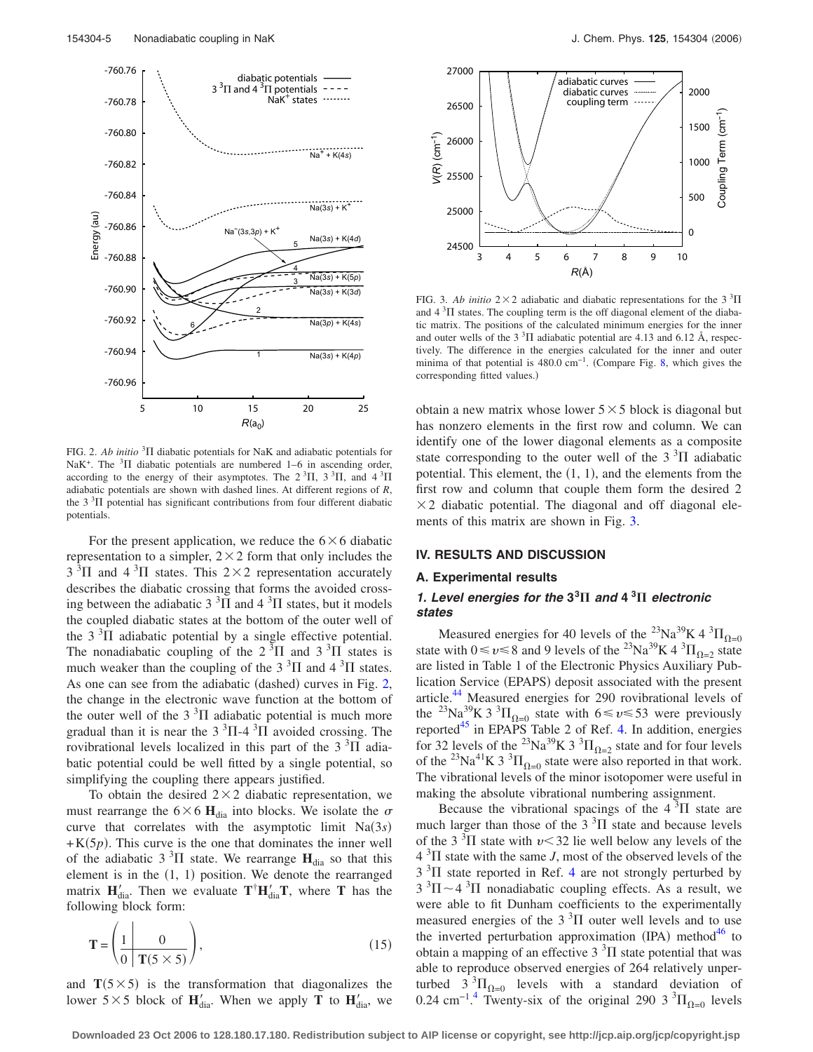FIG. 2. *Ab initio* $^3\Pi$ diabatic potentials for NaK and adiabatic potentials for $NaK^+$. The $^3\Pi$ diabatic potentials are numbered 1–6 in ascending order, according to the energy of their asymptotes. The $2\,^3\Pi$, $3\,^3\Pi$, and $4\,^3\Pi$ adiabatic potentials are shown with dashed lines. At different regions of $R$, the $3\,^3\Pi$ potential has significant contributions from four different diabatic potentials.

For the present application, we reduce the $6\times 6$ diabatic representation to a simpler, $2\times 2$ form that only includes the $3\,^3\Pi$ and $4\,^3\Pi$ states. This $2\times 2$ representation accurately describes the diabatic crossing that forms the avoided crossing between the adiabatic $3\,^3\Pi$ and $4\,^3\Pi$ states, but it models the coupled diabatic states at the bottom of the outer well of the $3\,^3\Pi$ adiabatic potential by a single effective potential. The nonadiabatic coupling of the $2\,^3\Pi$ and $3\,^3\Pi$ states is much weaker than the coupling of the $3\,^3\Pi$ and $4\,^3\Pi$ states. As one can see from the adiabatic (dashed) curves in Fig. 2, the change in the electronic wave function at the bottom of the outer well of the $3\,^3\Pi$ adiabatic potential is much more gradual than it is near the $3\,^3\Pi$-$4\,^3\Pi$ avoided crossing. The rovibrational levels localized in this part of the $3\,^3\Pi$ adiabatic potential could be well fitted by a single potential, so simplifying the coupling there appears justified.

To obtain the desired $2\times 2$ diabatic representation, we must rearrange the $6\times 6$ $\mathbf{H}_{\text{dia}}$ into blocks. We isolate the $\sigma$ curve that correlates with the asymptotic limit Na(3$s$) +K(5$p$). This curve is the one that dominates the inner well of the adiabatic $3\,^3\Pi$ state. We rearrange $\mathbf{H}_{\text{dia}}$ so that this element is in the (1, 1) position. We denote the rearranged matrix $\mathbf{H}'_{\text{dia}}$. Then we evaluate $\mathbf{T}^{\dagger}\mathbf{H}'_{\text{dia}}\mathbf{T}$, where $\mathbf{T}$ has the following block form:

$$\mathbf{T} = \left(\begin{array}{c|c} 1 & 0 \\ \hline 0 & \mathbf{T}(5\times 5) \end{array}\right), \tag{15}$$

and $\mathbf{T}(5\times 5)$ is the transformation that diagonalizes the lower $5\times 5$ block of $\mathbf{H}'_{\text{dia}}$. When we apply $\mathbf{T}$ to $\mathbf{H}'_{\text{dia}}$, we obtain a new matrix whose lower $5\times 5$ block is diagonal but has nonzero elements in the first row and column. We can identify one of the lower diagonal elements as a composite state corresponding to the outer well of the $3\,^3\Pi$ adiabatic potential. This element, the (1, 1), and the elements from the first row and column that couple them form the desired $2\times 2$ diabatic potential. The diagonal and off diagonal elements of this matrix are shown in Fig. 3.

FIG. 3. *Ab initio* $2\times 2$ adiabatic and diabatic representations for the $3\,^3\Pi$ and $4\,^3\Pi$ states. The coupling term is the off diagonal element of the diabatic matrix. The positions of the calculated minimum energies for the inner and outer wells of the $3\,^3\Pi$ adiabatic potential are 4.13 and 6.12 Å, respectively. The difference in the energies calculated for the inner and outer minima of that potential is 480.0 cm$^{-1}$. (Compare Fig. 8, which gives the corresponding fitted values.)

## IV. RESULTS AND DISCUSSION

### A. Experimental results

#### 1. Level energies for the $3\,^3\Pi$ and $4\,^3\Pi$ electronic states

Measured energies for 40 levels of the $^{23}$Na$^{39}$K $4\,^3\Pi_{\Omega=0}$ state with $0\leq v\leq 8$ and 9 levels of the $^{23}$Na$^{39}$K $4\,^3\Pi_{\Omega=2}$ state are listed in Table 1 of the Electronic Physics Auxiliary Publication Service (EPAPS) deposit associated with the present article.[44] Measured energies for 290 rovibrational levels of the $^{23}$Na$^{39}$K $3\,^3\Pi_{\Omega=0}$ state with $6\leq v\leq 53$ were previously reported[45] in EPAPS Table 2 of Ref. 4. In addition, energies for 32 levels of the $^{23}$Na$^{39}$K $3\,^3\Pi_{\Omega=2}$ state and for four levels of the $^{23}$Na$^{41}$K $3\,^3\Pi_{\Omega=0}$ state were also reported in that work. The vibrational levels of the minor isotopomer were useful in making the absolute vibrational numbering assignment.

Because the vibrational spacings of the $4\,^3\Pi$ state are much larger than those of the $3\,^3\Pi$ state and because levels of the $3\,^3\Pi$ state with $v<32$ lie well below any levels of the $4\,^3\Pi$ state with the same $J$, most of the observed levels of the $3\,^3\Pi$ state reported in Ref. 4 are not strongly perturbed by $3\,^3\Pi\sim 4\,^3\Pi$ nonadiabatic coupling effects. As a result, we were able to fit Dunham coefficients to the experimentally measured energies of the $3\,^3\Pi$ outer well levels and to use the inverted perturbation approximation (IPA) method[46] to obtain a mapping of an effective $3\,^3\Pi$ state potential that was able to reproduce observed energies of 264 relatively unperturbed $3\,^3\Pi_{\Omega=0}$ levels with a standard deviation of 0.24 cm$^{-1}$.[4] Twenty-six of the original 290 $3\,^3\Pi_{\Omega=0}$ levels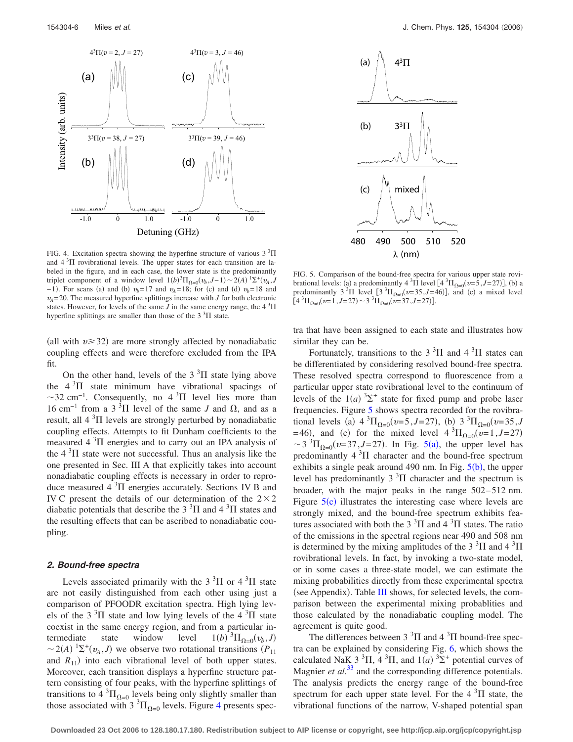FIG. 4. Excitation spectra showing the hyperfine structure of various $3\,^3\Pi$ and $4\,^3\Pi$ rovibrational levels. The upper states for each transition are labeled in the figure, and in each case, the lower state is the predominantly triplet component of a window level $1(b)^3\Pi_{\Omega=0}(v_b, J-1) \sim 2(A)\,^1\Sigma^+(v_A, J-1)$. For scans (a) and (b) $v_b=17$ and $v_A=18$; for (c) and (d) $v_b=18$ and $v_A=20$. The measured hyperfine splittings increase with $J$ for both electronic states. However, for levels of the same $J$ in the same energy range, the $4\,^3\Pi$ hyperfine splittings are smaller than those of the $3\,^3\Pi$ state.

FIG. 5. Comparison of the bound-free spectra for various upper state rovibrational levels: (a) a predominantly $4\,^3\Pi$ level $[4\,^3\Pi_{\Omega=0}(v=5,J=27)]$, (b) a predominantly $3\,^3\Pi$ level $[3\,^3\Pi_{\Omega=0}(v=35,J=46)]$, and (c) a mixed level $[4\,^3\Pi_{\Omega=0}(v=1,J=27) \sim 3\,^3\Pi_{\Omega=0}(v=37,J=27)]$.

(all with $v \geq 32$) are more strongly affected by nonadiabatic coupling effects and were therefore excluded from the IPA fit.

On the other hand, levels of the $3\,^3\Pi$ state lying above the $4\,^3\Pi$ state minimum have vibrational spacings of $\sim 32\ \text{cm}^{-1}$. Consequently, no $4\,^3\Pi$ level lies more than $16\ \text{cm}^{-1}$ from a $3\,^3\Pi$ level of the same $J$ and $\Omega$, and as a result, all $4\,^3\Pi$ levels are strongly perturbed by nonadiabatic coupling effects. Attempts to fit Dunham coefficients to the measured $4\,^3\Pi$ energies and to carry out an IPA analysis of the $4\,^3\Pi$ state were not successful. Thus an analysis like the one presented in Sec. III A that explicitly takes into account nonadiabatic coupling effects is necessary in order to reproduce measured $4\,^3\Pi$ energies accurately. Sections IV B and IV C present the details of our determination of the $2\times 2$ diabatic potentials that describe the $3\,^3\Pi$ and $4\,^3\Pi$ states and the resulting effects that can be ascribed to nonadiabatic coupling.

### *2. Bound-free spectra*

Levels associated primarily with the $3\,^3\Pi$ or $4\,^3\Pi$ state are not easily distinguished from each other using just a comparison of PFOODR excitation spectra. High lying levels of the $3\,^3\Pi$ state and low lying levels of the $4\,^3\Pi$ state coexist in the same energy region, and from a particular intermediate state window level $1(b)\,^3\Pi_{\Omega=0}(v_b, J) \sim 2(A)\,^1\Sigma^+(v_A, J)$ we observe two rotational transitions ($P_{11}$ and $R_{11}$) into each vibrational level of both upper states. Moreover, each transition displays a hyperfine structure pattern consisting of four peaks, with the hyperfine splittings of transitions to $4\,^3\Pi_{\Omega=0}$ levels being only slightly smaller than those associated with $3\,^3\Pi_{\Omega=0}$ levels. Figure 4 presents spectra that have been assigned to each state and illustrates how similar they can be.

Fortunately, transitions to the $3\,^3\Pi$ and $4\,^3\Pi$ states can be differentiated by considering resolved bound-free spectra. These resolved spectra correspond to fluorescence from a particular upper state rovibrational level to the continuum of levels of the $1(a)\,^3\Sigma^+$ state for fixed pump and probe laser frequencies. Figure 5 shows spectra recorded for the rovibrational levels (a) $4\,^3\Pi_{\Omega=0}(v=5,J=27)$, (b) $3\,^3\Pi_{\Omega=0}(v=35,J=46)$, and (c) for the mixed level $4\,^3\Pi_{\Omega=0}(v=1,J=27) \sim 3\,^3\Pi_{\Omega=0}(v=37,J=27)$. In Fig. 5(a), the upper level has predominantly $4\,^3\Pi$ character and the bound-free spectrum exhibits a single peak around 490 nm. In Fig. 5(b), the upper level has predominantly $3\,^3\Pi$ character and the spectrum is broader, with the major peaks in the range 502–512 nm. Figure 5(c) illustrates the interesting case where levels are strongly mixed, and the bound-free spectrum exhibits features associated with both the $3\,^3\Pi$ and $4\,^3\Pi$ states. The ratio of the emissions in the spectral regions near 490 and 508 nm is determined by the mixing amplitudes of the $3\,^3\Pi$ and $4\,^3\Pi$ rovibrational levels. In fact, by invoking a two-state model, or in some cases a three-state model, we can estimate the mixing probabilities directly from these experimental spectra (see Appendix). Table III shows, for selected levels, the comparison between the experimental mixing probablities and those calculated by the nonadiabatic coupling model. The agreement is quite good.

The differences between $3\,^3\Pi$ and $4\,^3\Pi$ bound-free spectra can be explained by considering Fig. 6, which shows the calculated NaK $3\,^3\Pi$, $4\,^3\Pi$, and $1(a)\,^3\Sigma^+$ potential curves of Magnier *et al.*[33] and the corresponding difference potentials. The analysis predicts the energy range of the bound-free spectrum for each upper state level. For the $4\,^3\Pi$ state, the vibrational functions of the narrow, V-shaped potential span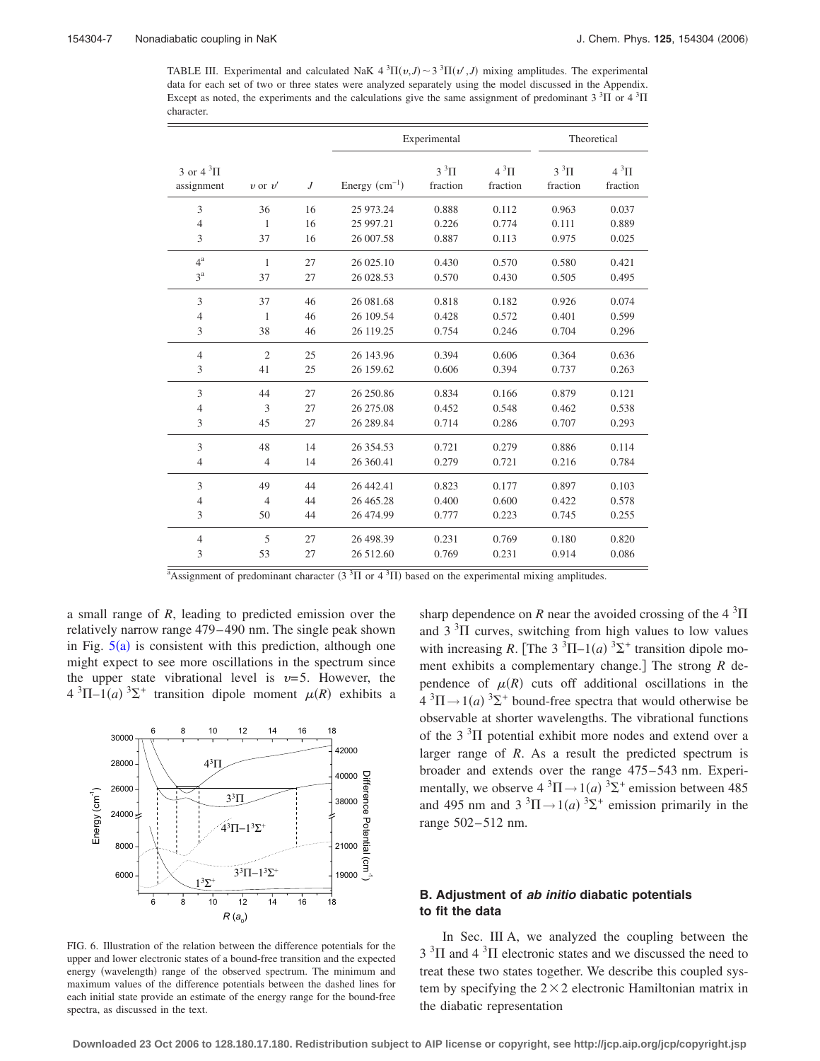TABLE III. Experimental and calculated NaK $4\,^3\Pi(v,J) \sim 3\,^3\Pi(v',J)$ mixing amplitudes. The experimental data for each set of two or three states were analyzed separately using the model discussed in the Appendix. Except as noted, the experiments and the calculations give the same assignment of predominant $3\,^3\Pi$ or $4\,^3\Pi$ character.

| | | | Experimental | | | Theoretical | |
|---|---|---|---|---|---|---|---|
| 3 or 4 $^3\Pi$ assignment | $v$ or $v'$ | $J$ | Energy (cm$^{-1}$) | $3\,^3\Pi$ fraction | $4\,^3\Pi$ fraction | $3\,^3\Pi$ fraction | $4\,^3\Pi$ fraction |
| 3 | 36 | 16 | 25 973.24 | 0.888 | 0.112 | 0.963 | 0.037 |
| 4 | 1 | 16 | 25 997.21 | 0.226 | 0.774 | 0.111 | 0.889 |
| 3 | 37 | 16 | 26 007.58 | 0.887 | 0.113 | 0.975 | 0.025 |
| 4[a] | 1 | 27 | 26 025.10 | 0.430 | 0.570 | 0.580 | 0.421 |
| 3[a] | 37 | 27 | 26 028.53 | 0.570 | 0.430 | 0.505 | 0.495 |
| 3 | 37 | 46 | 26 081.68 | 0.818 | 0.182 | 0.926 | 0.074 |
| 4 | 1 | 46 | 26 109.54 | 0.428 | 0.572 | 0.401 | 0.599 |
| 3 | 38 | 46 | 26 119.25 | 0.754 | 0.246 | 0.704 | 0.296 |
| 4 | 2 | 25 | 26 143.96 | 0.394 | 0.606 | 0.364 | 0.636 |
| 3 | 41 | 25 | 26 159.62 | 0.606 | 0.394 | 0.737 | 0.263 |
| 3 | 44 | 27 | 26 250.86 | 0.834 | 0.166 | 0.879 | 0.121 |
| 4 | 3 | 27 | 26 275.08 | 0.452 | 0.548 | 0.462 | 0.538 |
| 3 | 45 | 27 | 26 289.84 | 0.714 | 0.286 | 0.707 | 0.293 |
| 3 | 48 | 14 | 26 354.53 | 0.721 | 0.279 | 0.886 | 0.114 |
| 4 | 4 | 14 | 26 360.41 | 0.279 | 0.721 | 0.216 | 0.784 |
| 3 | 49 | 44 | 26 442.41 | 0.823 | 0.177 | 0.897 | 0.103 |
| 4 | 4 | 44 | 26 465.28 | 0.400 | 0.600 | 0.422 | 0.578 |
| 3 | 50 | 44 | 26 474.99 | 0.777 | 0.223 | 0.745 | 0.255 |
| 4 | 5 | 27 | 26 498.39 | 0.231 | 0.769 | 0.180 | 0.820 |
| 3 | 53 | 27 | 26 512.60 | 0.769 | 0.231 | 0.914 | 0.086 |

[a]Assignment of predominant character ($3\,^3\Pi$ or $4\,^3\Pi$) based on the experimental mixing amplitudes.

a small range of $R$, leading to predicted emission over the relatively narrow range 479–490 nm. The single peak shown in Fig. 5(a) is consistent with this prediction, although one might expect to see more oscillations in the spectrum since the upper state vibrational level is $v=5$. However, the $4\,^3\Pi$–$1(a)\,^3\Sigma^+$ transition dipole moment $\mu(R)$ exhibits a sharp dependence on $R$ near the avoided crossing of the $4\,^3\Pi$ and $3\,^3\Pi$ curves, switching from high values to low values with increasing $R$. [The $3\,^3\Pi$–$1(a)\,^3\Sigma^+$ transition dipole moment exhibits a complementary change.] The strong $R$ dependence of $\mu(R)$ cuts off additional oscillations in the $4\,^3\Pi \rightarrow 1(a)\,^3\Sigma^+$ bound-free spectra that would otherwise be observable at shorter wavelengths. The vibrational functions of the $3\,^3\Pi$ potential exhibit more nodes and extend over a larger range of $R$. As a result the predicted spectrum is broader and extends over the range 475–543 nm. Experimentally, we observe $4\,^3\Pi \rightarrow 1(a)\,^3\Sigma^+$ emission between 485 and 495 nm and $3\,^3\Pi \rightarrow 1(a)\,^3\Sigma^+$ emission primarily in the range 502–512 nm.

FIG. 6. Illustration of the relation between the difference potentials for the upper and lower electronic states of a bound-free transition and the expected energy (wavelength) range of the observed spectrum. The minimum and maximum values of the difference potentials between the dashed lines for each initial state provide an estimate of the energy range for the bound-free spectra, as discussed in the text.

## B. Adjustment of *ab initio* diabatic potentials to fit the data

In Sec. III A, we analyzed the coupling between the $3\,^3\Pi$ and $4\,^3\Pi$ electronic states and we discussed the need to treat these two states together. We describe this coupled system by specifying the $2\times2$ electronic Hamiltonian matrix in the diabatic representation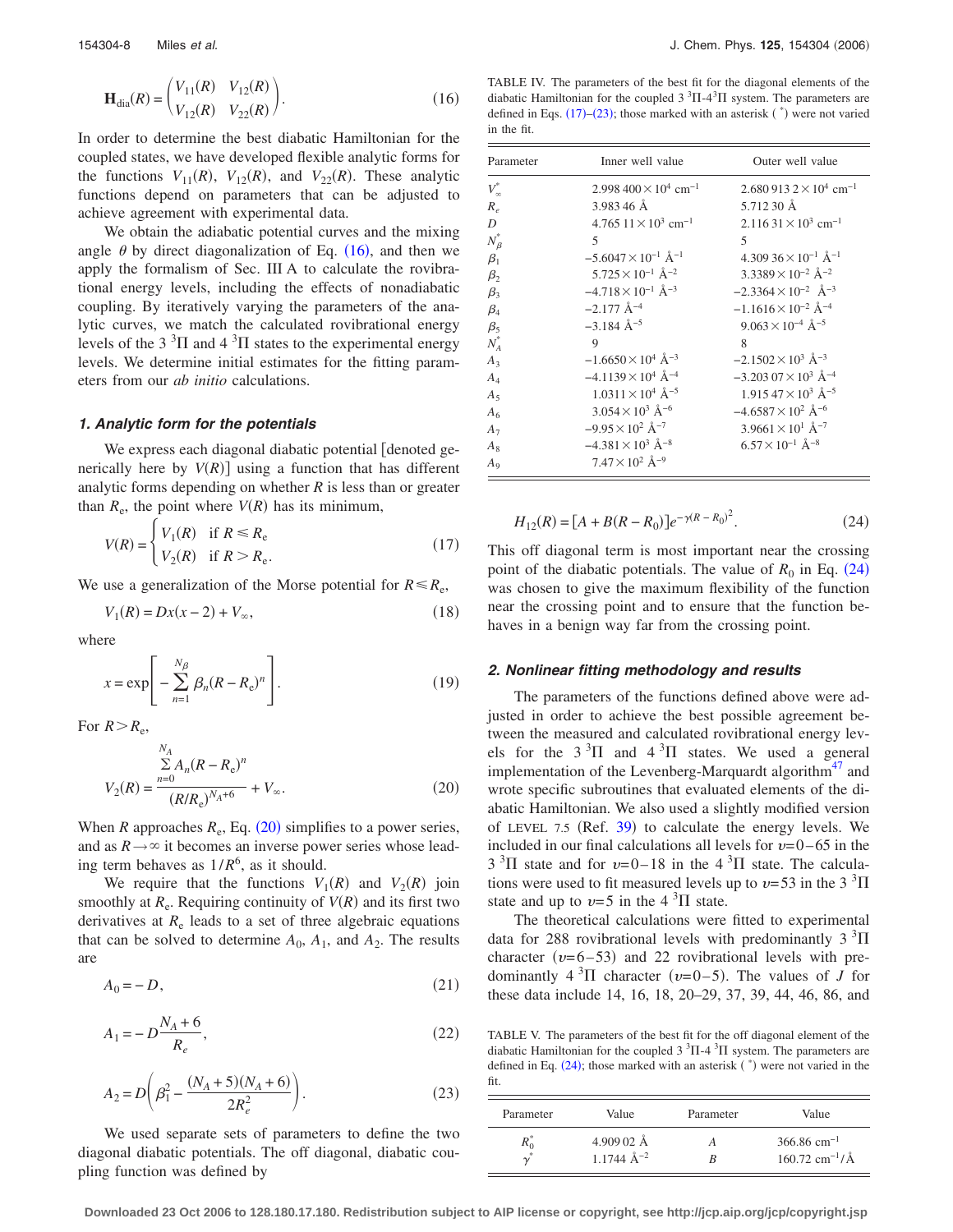$$\mathbf{H}_{\text{dia}}(R) = \begin{pmatrix} V_{11}(R) & V_{12}(R) \\ V_{12}(R) & V_{22}(R) \end{pmatrix}. \tag{16}$$

In order to determine the best diabatic Hamiltonian for the coupled states, we have developed flexible analytic forms for the functions $V_{11}(R)$, $V_{12}(R)$, and $V_{22}(R)$. These analytic functions depend on parameters that can be adjusted to achieve agreement with experimental data.

We obtain the adiabatic potential curves and the mixing angle $\theta$ by direct diagonalization of Eq. (16), and then we apply the formalism of Sec. III A to calculate the rovibrational energy levels, including the effects of nonadiabatic coupling. By iteratively varying the parameters of the analytic curves, we match the calculated rovibrational energy levels of the $3\,^3\Pi$ and $4\,^3\Pi$ states to the experimental energy levels. We determine initial estimates for the fitting parameters from our *ab initio* calculations.

### *1. Analytic form for the potentials*

We express each diagonal diabatic potential [denoted generically here by $V(R)$] using a function that has different analytic forms depending on whether $R$ is less than or greater than $R_e$, the point where $V(R)$ has its minimum,

$$V(R) = \begin{cases} V_1(R) & \text{if } R \leq R_e \\ V_2(R) & \text{if } R > R_e. \end{cases} \tag{17}$$

We use a generalization of the Morse potential for $R \leq R_e$,

$$V_1(R) = Dx(x-2) + V_\infty, \tag{18}$$

where

$$x = \exp\left[-\sum_{n=1}^{N_\beta} \beta_n (R - R_e)^n\right]. \tag{19}$$

For $R > R_e$,

$$V_2(R) = \frac{\sum_{n=0}^{N_A} A_n (R - R_e)^n}{(R/R_e)^{N_A+6}} + V_\infty. \tag{20}$$

When $R$ approaches $R_e$, Eq. (20) simplifies to a power series, and as $R \to \infty$ it becomes an inverse power series whose leading term behaves as $1/R^6$, as it should.

We require that the functions $V_1(R)$ and $V_2(R)$ join smoothly at $R_e$. Requiring continuity of $V(R)$ and its first two derivatives at $R_e$ leads to a set of three algebraic equations that can be solved to determine $A_0$, $A_1$, and $A_2$. The results are

$$A_0 = -D, \tag{21}$$

$$A_1 = -D\frac{N_A + 6}{R_e}, \tag{22}$$

$$A_2 = D\left(\beta_1^2 - \frac{(N_A+5)(N_A+6)}{2R_e^2}\right). \tag{23}$$

We used separate sets of parameters to define the two diagonal diabatic potentials. The off diagonal, diabatic coupling function was defined by

TABLE IV. The parameters of the best fit for the diagonal elements of the diabatic Hamiltonian for the coupled $3\,^3\Pi$-$4\,^3\Pi$ system. The parameters are defined in Eqs. (17)–(23); those marked with an asterisk ( $^*$) were not varied in the fit.

| Parameter | Inner well value | Outer well value |
|---|---|---|
| $V_\infty^*$ | $2.998\,400\times10^{4}$ cm$^{-1}$ | $2.680\,913\,2\times10^{4}$ cm$^{-1}$ |
| $R_e$ | 3.983 46 Å | 5.712 30 Å |
| $D$ | $4.765\,11\times10^{3}$ cm$^{-1}$ | $2.116\,31\times10^{3}$ cm$^{-1}$ |
| $N_\beta^*$ | 5 | 5 |
| $\beta_1$ | $-5.6047\times10^{-1}$ Å$^{-1}$ | $4.309\,36\times10^{-1}$ Å$^{-1}$ |
| $\beta_2$ | $5.725\times10^{-1}$ Å$^{-2}$ | $3.3389\times10^{-2}$ Å$^{-2}$ |
| $\beta_3$ | $-4.718\times10^{-1}$ Å$^{-3}$ | $-2.3364\times10^{-2}$ Å$^{-3}$ |
| $\beta_4$ | $-2.177$ Å$^{-4}$ | $-1.1616\times10^{-2}$ Å$^{-4}$ |
| $\beta_5$ | $-3.184$ Å$^{-5}$ | $9.063\times10^{-4}$ Å$^{-5}$ |
| $N_A^*$ | 9 | 8 |
| $A_3$ | $-1.6650\times10^{4}$ Å$^{-3}$ | $-2.1502\times10^{3}$ Å$^{-3}$ |
| $A_4$ | $-4.1139\times10^{4}$ Å$^{-4}$ | $-3.203\,07\times10^{3}$ Å$^{-4}$ |
| $A_5$ | $1.0311\times10^{4}$ Å$^{-5}$ | $1.915\,47\times10^{3}$ Å$^{-5}$ |
| $A_6$ | $3.054\times10^{3}$ Å$^{-6}$ | $-4.6587\times10^{2}$ Å$^{-6}$ |
| $A_7$ | $-9.95\times10^{2}$ Å$^{-7}$ | $3.9661\times10^{1}$ Å$^{-7}$ |
| $A_8$ | $-4.381\times10^{3}$ Å$^{-8}$ | $6.57\times10^{-1}$ Å$^{-8}$ |
| $A_9$ | $7.47\times10^{2}$ Å$^{-9}$ | |

$$H_{12}(R) = [A + B(R - R_0)]e^{-\gamma(R-R_0)^2}. \tag{24}$$

This off diagonal term is most important near the crossing point of the diabatic potentials. The value of $R_0$ in Eq. (24) was chosen to give the maximum flexibility of the function near the crossing point and to ensure that the function behaves in a benign way far from the crossing point.

### *2. Nonlinear fitting methodology and results*

The parameters of the functions defined above were adjusted in order to achieve the best possible agreement between the measured and calculated rovibrational energy levels for the $3\,^3\Pi$ and $4\,^3\Pi$ states. We used a general implementation of the Levenberg-Marquardt algorithm[47] and wrote specific subroutines that evaluated elements of the diabatic Hamiltonian. We also used a slightly modified version of LEVEL 7.5 (Ref. 39) to calculate the energy levels. We included in our final calculations all levels for $v=0$–$65$ in the $3\,^3\Pi$ state and for $v=0$–$18$ in the $4\,^3\Pi$ state. The calculations were used to fit measured levels up to $v=53$ in the $3\,^3\Pi$ state and up to $v=5$ in the $4\,^3\Pi$ state.

The theoretical calculations were fitted to experimental data for 288 rovibrational levels with predominantly $3\,^3\Pi$ character ($v=6$–$53$) and 22 rovibrational levels with predominantly $4\,^3\Pi$ character ($v=0$–$5$). The values of $J$ for these data include 14, 16, 18, 20–29, 37, 39, 44, 46, 86, and

TABLE V. The parameters of the best fit for the off diagonal element of the diabatic Hamiltonian for the coupled $3\,^3\Pi$-$4\,^3\Pi$ system. The parameters are defined in Eq. (24); those marked with an asterisk ( $^*$) were not varied in the fit.

| Parameter | Value | Parameter | Value |
|---|---|---|---|
| $R_0^*$ | 4.909 02 Å | $A$ | 366.86 cm$^{-1}$ |
| $\gamma^*$ | 1.1744 Å$^{-2}$ | $B$ | 160.72 cm$^{-1}$/Å |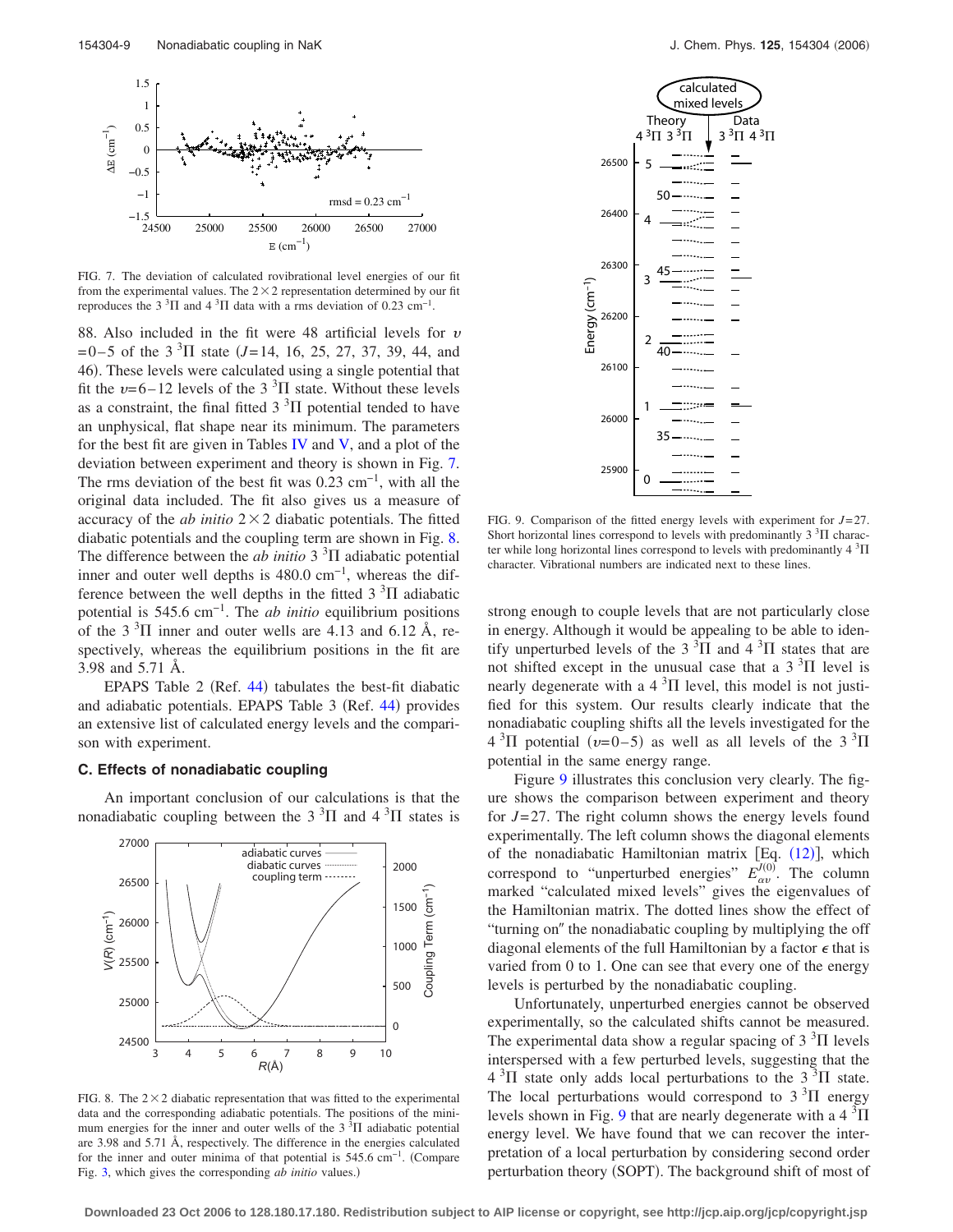FIG. 7. The deviation of calculated rovibrational level energies of our fit from the experimental values. The $2\times2$ representation determined by our fit reproduces the $3\,^3\Pi$ and $4\,^3\Pi$ data with a rms deviation of 0.23 cm$^{-1}$.

88. Also included in the fit were 48 artificial levels for $v=0$–5 of the $3\,^3\Pi$ state ($J=14$, 16, 25, 27, 37, 39, 44, and 46). These levels were calculated using a single potential that fit the $v=6$–12 levels of the $3\,^3\Pi$ state. Without these levels as a constraint, the final fitted $3\,^3\Pi$ potential tended to have an unphysical, flat shape near its minimum. The parameters for the best fit are given in Tables IV and V, and a plot of the deviation between experiment and theory is shown in Fig. 7. The rms deviation of the best fit was 0.23 cm$^{-1}$, with all the original data included. The fit also gives us a measure of accuracy of the *ab initio* $2\times2$ diabatic potentials. The fitted diabatic potentials and the coupling term are shown in Fig. 8. The difference between the *ab initio* $3\,^3\Pi$ adiabatic potential inner and outer well depths is 480.0 cm$^{-1}$, whereas the difference between the well depths in the fitted $3\,^3\Pi$ adiabatic potential is 545.6 cm$^{-1}$. The *ab initio* equilibrium positions of the $3\,^3\Pi$ inner and outer wells are 4.13 and 6.12 Å, respectively, whereas the equilibrium positions in the fit are 3.98 and 5.71 Å.

EPAPS Table 2 (Ref. 44) tabulates the best-fit diabatic and adiabatic potentials. EPAPS Table 3 (Ref. 44) provides an extensive list of calculated energy levels and the comparison with experiment.

### C. Effects of nonadiabatic coupling

An important conclusion of our calculations is that the nonadiabatic coupling between the $3\,^3\Pi$ and $4\,^3\Pi$ states is strong enough to couple levels that are not particularly close in energy. Although it would be appealing to be able to identify unperturbed levels of the $3\,^3\Pi$ and $4\,^3\Pi$ states that are not shifted except in the unusual case that a $3\,^3\Pi$ level is nearly degenerate with a $4\,^3\Pi$ level, this model is not justified for this system. Our results clearly indicate that the nonadiabatic coupling shifts all the levels investigated for the $4\,^3\Pi$ potential ($v=0$–5) as well as all levels of the $3\,^3\Pi$ potential in the same energy range.

FIG. 8. The $2\times2$ diabatic representation that was fitted to the experimental data and the corresponding adiabatic potentials. The positions of the minimum energies for the inner and outer wells of the $3\,^3\Pi$ adiabatic potential are 3.98 and 5.71 Å, respectively. The difference in the energies calculated for the inner and outer minima of that potential is 545.6 cm$^{-1}$. (Compare Fig. 3, which gives the corresponding *ab initio* values.)

FIG. 9. Comparison of the fitted energy levels with experiment for $J=27$. Short horizontal lines correspond to levels with predominantly $3\,^3\Pi$ character while long horizontal lines correspond to levels with predominantly $4\,^3\Pi$ character. Vibrational numbers are indicated next to these lines.

Figure 9 illustrates this conclusion very clearly. The figure shows the comparison between experiment and theory for $J=27$. The right column shows the energy levels found experimentally. The left column shows the diagonal elements of the nonadiabatic Hamiltonian matrix [Eq. (12)], which correspond to "unperturbed energies" $E_{\alpha v}^{J(0)}$. The column marked "calculated mixed levels" gives the eigenvalues of the Hamiltonian matrix. The dotted lines show the effect of "turning on" the nonadiabatic coupling by multiplying the off diagonal elements of the full Hamiltonian by a factor $\epsilon$ that is varied from 0 to 1. One can see that every one of the energy levels is perturbed by the nonadiabatic coupling.

Unfortunately, unperturbed energies cannot be observed experimentally, so the calculated shifts cannot be measured. The experimental data show a regular spacing of $3\,^3\Pi$ levels interspersed with a few perturbed levels, suggesting that the $4\,^3\Pi$ state only adds local perturbations to the $3\,^3\Pi$ state. The local perturbations would correspond to $3\,^3\Pi$ energy levels shown in Fig. 9 that are nearly degenerate with a $4\,^3\Pi$ energy level. We have found that we can recover the interpretation of a local perturbation by considering second order perturbation theory (SOPT). The background shift of most of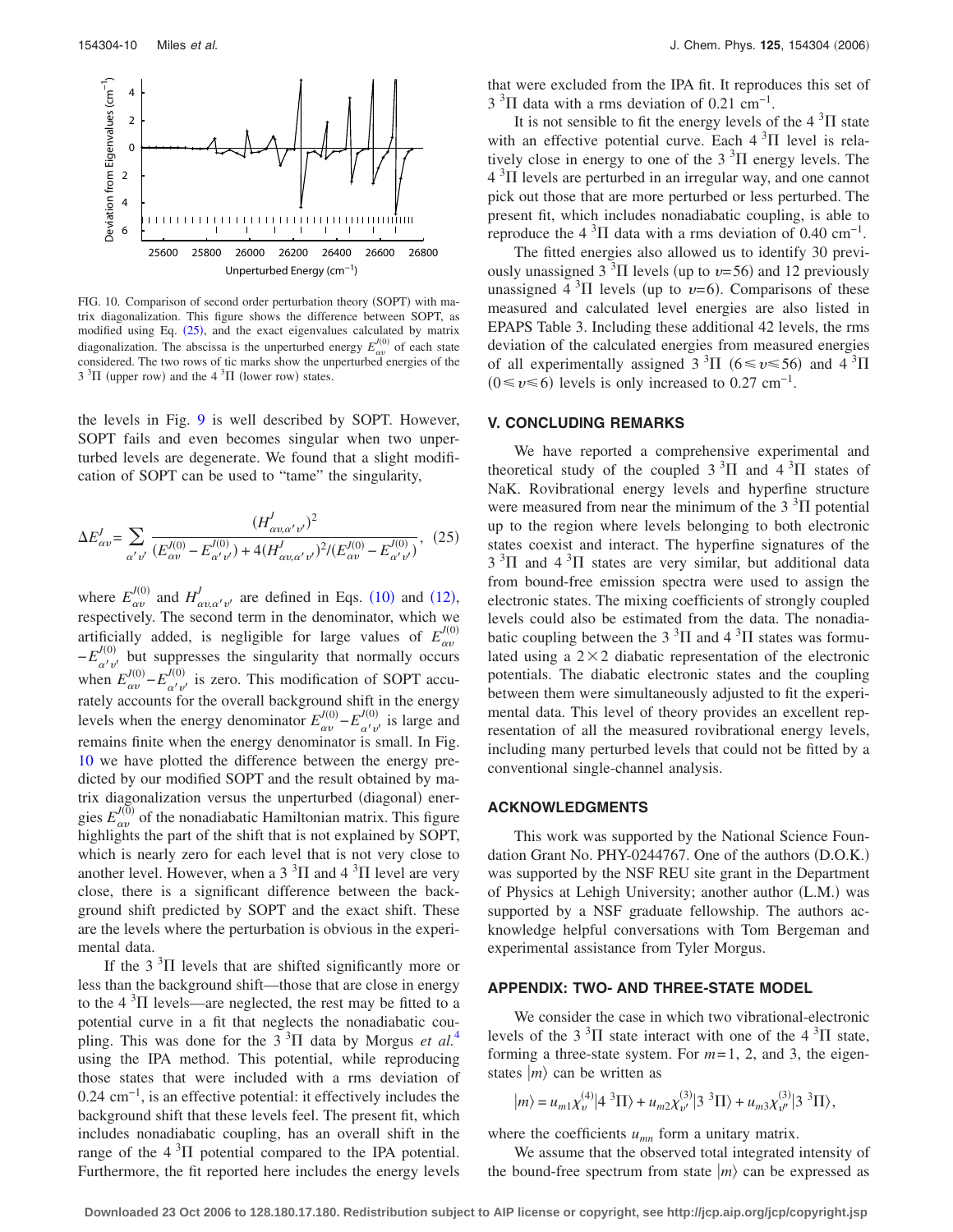FIG. 10. Comparison of second order perturbation theory (SOPT) with matrix diagonalization. This figure shows the difference between SOPT, as modified using Eq. (25), and the exact eigenvalues calculated by matrix diagonalization. The abscissa is the unperturbed energy $E^{J(0)}_{\alpha v}$ of each state considered. The two rows of tic marks show the unperturbed energies of the $3\,^3\Pi$ (upper row) and the $4\,^3\Pi$ (lower row) states.

the levels in Fig. 9 is well described by SOPT. However, SOPT fails and even becomes singular when two unperturbed levels are degenerate. We found that a slight modification of SOPT can be used to "tame" the singularity,

$$\Delta E^{J}_{\alpha v} = \sum_{\alpha' v'} \frac{(H^{J}_{\alpha v, \alpha' v'})^2}{(E^{J(0)}_{\alpha v} - E^{J(0)}_{\alpha' v'}) + 4(H^{J}_{\alpha v, \alpha' v'})^2/(E^{J(0)}_{\alpha v} - E^{J(0)}_{\alpha' v'})}, \quad (25)$$

where $E^{J(0)}_{\alpha v}$ and $H^{J}_{\alpha v, \alpha' v'}$ are defined in Eqs. (10) and (12), respectively. The second term in the denominator, which we artificially added, is negligible for large values of $E^{J(0)}_{\alpha v} - E^{J(0)}_{\alpha' v'}$ but suppresses the singularity that normally occurs when $E^{J(0)}_{\alpha v} - E^{J(0)}_{\alpha' v'}$ is zero. This modification of SOPT accurately accounts for the overall background shift in the energy levels when the energy denominator $E^{J(0)}_{\alpha v} - E^{J(0)}_{\alpha' v'}$ is large and remains finite when the energy denominator is small. In Fig. 10 we have plotted the difference between the energy predicted by our modified SOPT and the result obtained by matrix diagonalization versus the unperturbed (diagonal) energies $E^{J(0)}_{\alpha v}$ of the nonadiabatic Hamiltonian matrix. This figure highlights the part of the shift that is not explained by SOPT, which is nearly zero for each level that is not very close to another level. However, when a $3\,^3\Pi$ and $4\,^3\Pi$ level are very close, there is a significant difference between the background shift predicted by SOPT and the exact shift. These are the levels where the perturbation is obvious in the experimental data.

If the $3\,^3\Pi$ levels that are shifted significantly more or less than the background shift—those that are close in energy to the $4\,^3\Pi$ levels—are neglected, the rest may be fitted to a potential curve in a fit that neglects the nonadiabatic coupling. This was done for the $3\,^3\Pi$ data by Morgus *et al.*[4] using the IPA method. This potential, while reproducing those states that were included with a rms deviation of $0.24\ \text{cm}^{-1}$, is an effective potential: it effectively includes the background shift that these levels feel. The present fit, which includes nonadiabatic coupling, has an overall shift in the range of the $4\,^3\Pi$ potential compared to the IPA potential. Furthermore, the fit reported here includes the energy levels that were excluded from the IPA fit. It reproduces this set of $3\,^3\Pi$ data with a rms deviation of $0.21\ \text{cm}^{-1}$.

It is not sensible to fit the energy levels of the $4\,^3\Pi$ state with an effective potential curve. Each $4\,^3\Pi$ level is relatively close in energy to one of the $3\,^3\Pi$ energy levels. The $4\,^3\Pi$ levels are perturbed in an irregular way, and one cannot pick out those that are more perturbed or less perturbed. The present fit, which includes nonadiabatic coupling, is able to reproduce the $4\,^3\Pi$ data with a rms deviation of $0.40\ \text{cm}^{-1}$.

The fitted energies also allowed us to identify 30 previously unassigned $3\,^3\Pi$ levels (up to $v=56$) and 12 previously unassigned $4\,^3\Pi$ levels (up to $v=6$). Comparisons of these measured and calculated level energies are also listed in EPAPS Table 3. Including these additional 42 levels, the rms deviation of the calculated energies from measured energies of all experimentally assigned $3\,^3\Pi$ $(6 \leq v \leq 56)$ and $4\,^3\Pi$ $(0 \leq v \leq 6)$ levels is only increased to $0.27\ \text{cm}^{-1}$.

## V. CONCLUDING REMARKS

We have reported a comprehensive experimental and theoretical study of the coupled $3\,^3\Pi$ and $4\,^3\Pi$ states of NaK. Rovibrational energy levels and hyperfine structure were measured from near the minimum of the $3\,^3\Pi$ potential up to the region where levels belonging to both electronic states coexist and interact. The hyperfine signatures of the $3\,^3\Pi$ and $4\,^3\Pi$ states are very similar, but additional data from bound-free emission spectra were used to assign the electronic states. The mixing coefficients of strongly coupled levels could also be estimated from the data. The nonadiabatic coupling between the $3\,^3\Pi$ and $4\,^3\Pi$ states was formulated using a $2\times 2$ diabatic representation of the electronic potentials. The diabatic electronic states and the coupling between them were simultaneously adjusted to fit the experimental data. This level of theory provides an excellent representation of all the measured rovibrational energy levels, including many perturbed levels that could not be fitted by a conventional single-channel analysis.

## ACKNOWLEDGMENTS

This work was supported by the National Science Foundation Grant No. PHY-0244767. One of the authors (D.O.K.) was supported by the NSF REU site grant in the Department of Physics at Lehigh University; another author (L.M.) was supported by a NSF graduate fellowship. The authors acknowledge helpful conversations with Tom Bergeman and experimental assistance from Tyler Morgus.

## APPENDIX: TWO- AND THREE-STATE MODEL

We consider the case in which two vibrational-electronic levels of the $3\,^3\Pi$ state interact with one of the $4\,^3\Pi$ state, forming a three-state system. For $m=1$, 2, and 3, the eigenstates $|m\rangle$ can be written as

$$|m\rangle = u_{m1}\chi^{(4)}_{v}|4\,^3\Pi\rangle + u_{m2}\chi^{(3)}_{v'}|3\,^3\Pi\rangle + u_{m3}\chi^{(3)}_{v''}|3\,^3\Pi\rangle,$$

where the coefficients $u_{mn}$ form a unitary matrix.

We assume that the observed total integrated intensity of the bound-free spectrum from state $|m\rangle$ can be expressed as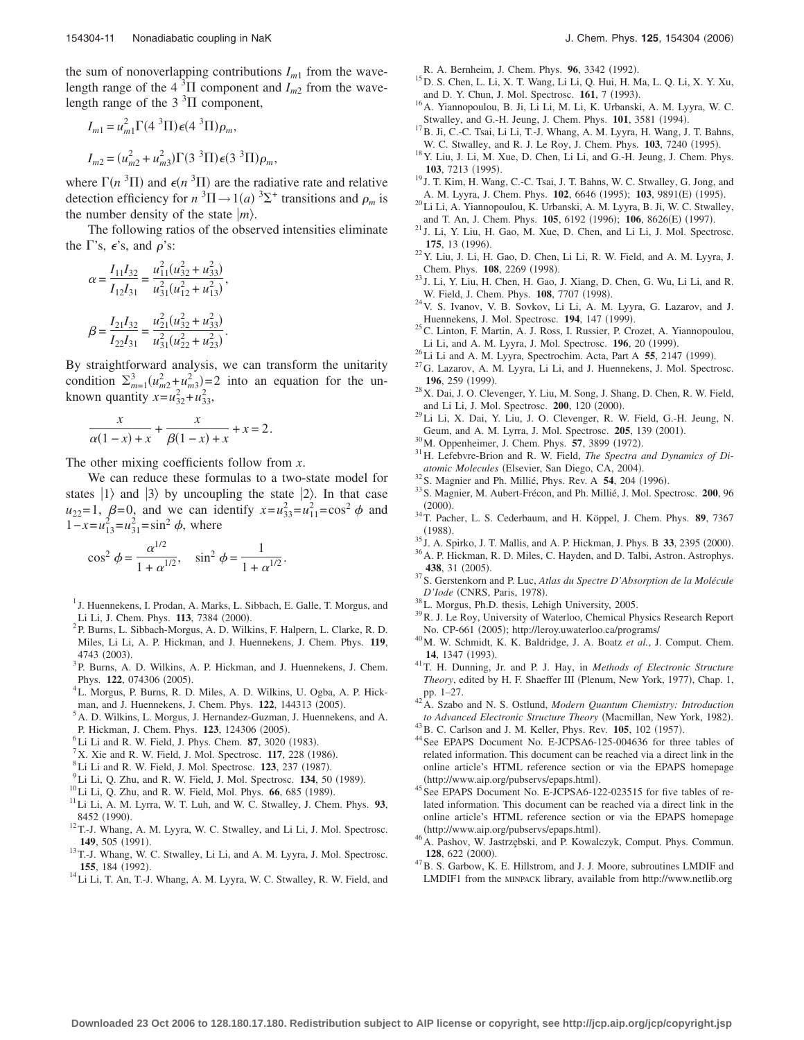the sum of nonoverlapping contributions $I_{m1}$ from the wavelength range of the 4 $^3\Pi$ component and $I_{m2}$ from the wavelength range of the 3 $^3\Pi$ component,

$$I_{m1} = u_{m1}^2 \Gamma(4\ ^3\Pi)\epsilon(4\ ^3\Pi)\rho_m,$$

$$I_{m2} = (u_{m2}^2 + u_{m3}^2)\Gamma(3\ ^3\Pi)\epsilon(3\ ^3\Pi)\rho_m,$$

where $\Gamma(n\ ^3\Pi)$ and $\epsilon(n\ ^3\Pi)$ are the radiative rate and relative detection efficiency for $n\ ^3\Pi \rightarrow 1(a)\ ^3\Sigma^+$ transitions and $\rho_m$ is the number density of the state $|m\rangle$.

The following ratios of the observed intensities eliminate the $\Gamma$'s, $\epsilon$'s, and $\rho$'s:

$$\alpha = \frac{I_{11}I_{32}}{I_{12}I_{31}} = \frac{u_{11}^2(u_{32}^2 + u_{33}^2)}{u_{31}^2(u_{12}^2 + u_{13}^2)},$$

$$\beta = \frac{I_{21}I_{32}}{I_{22}I_{31}} = \frac{u_{21}^2(u_{32}^2 + u_{33}^2)}{u_{31}^2(u_{22}^2 + u_{23}^2)}.$$

By straightforward analysis, we can transform the unitarity condition $\Sigma_{m=1}^3(u_{m2}^2 + u_{m3}^2) = 2$ into an equation for the unknown quantity $x = u_{32}^2 + u_{33}^2$,

$$\frac{x}{\alpha(1-x)+x} + \frac{x}{\beta(1-x)+x} + x = 2.$$

The other mixing coefficients follow from $x$.

We can reduce these formulas to a two-state model for states $|1\rangle$ and $|3\rangle$ by uncoupling the state $|2\rangle$. In that case $u_{22}=1$, $\beta=0$, and we can identify $x = u_{33}^2 = u_{11}^2 = \cos^2\phi$ and $1-x = u_{13}^2 = u_{31}^2 = \sin^2\phi$, where

$$\cos^2\phi = \frac{\alpha^{1/2}}{1+\alpha^{1/2}}, \quad \sin^2\phi = \frac{1}{1+\alpha^{1/2}}.$$

[1] J. Huennekens, I. Prodan, A. Marks, L. Sibbach, E. Galle, T. Morgus, and Li Li, J. Chem. Phys. **113**, 7384 (2000).
[2] P. Burns, L. Sibbach-Morgus, A. D. Wilkins, F. Halpern, L. Clarke, R. D. Miles, Li Li, A. P. Hickman, and J. Huennekens, J. Chem. Phys. **119**, 4743 (2003).
[3] P. Burns, A. D. Wilkins, A. P. Hickman, and J. Huennekens, J. Chem. Phys. **122**, 074306 (2005).
[4] L. Morgus, P. Burns, R. D. Miles, A. D. Wilkins, U. Ogba, A. P. Hickman, and J. Huennekens, J. Chem. Phys. **122**, 144313 (2005).
[5] A. D. Wilkins, L. Morgus, J. Hernandez-Guzman, J. Huennekens, and A. P. Hickman, J. Chem. Phys. **123**, 124306 (2005).
[6] Li Li and R. W. Field, J. Phys. Chem. **87**, 3020 (1983).
[7] X. Xie and R. W. Field, J. Mol. Spectrosc. **117**, 228 (1986).
[8] Li Li and R. W. Field, J. Mol. Spectrosc. **123**, 237 (1987).
[9] Li Li, Q. Zhu, and R. W. Field, J. Mol. Spectrosc. **134**, 50 (1989).
[10] Li Li, Q. Zhu, and R. W. Field, Mol. Phys. **66**, 685 (1989).
[11] Li Li, A. M. Lyrra, W. T. Luh, and W. C. Stwalley, J. Chem. Phys. **93**, 8452 (1990).
[12] T.-J. Whang, A. M. Lyyra, W. C. Stwalley, and Li Li, J. Mol. Spectrosc. **149**, 505 (1991).
[13] T.-J. Whang, W. C. Stwalley, Li Li, and A. M. Lyyra, J. Mol. Spectrosc. **155**, 184 (1992).
[14] Li Li, T. An, T.-J. Whang, A. M. Lyyra, W. C. Stwalley, R. W. Field, and R. A. Bernheim, J. Chem. Phys. **96**, 3342 (1992).
[15] D. S. Chen, L. Li, X. T. Wang, Li Li, Q. Hui, H. Ma, L. Q. Li, X. Y. Xu, and D. Y. Chun, J. Mol. Spectrosc. **161**, 7 (1993).
[16] A. Yiannopoulou, B. Ji, Li Li, M. Li, K. Urbanski, A. M. Lyyra, W. C. Stwalley, and G.-H. Jeung, J. Chem. Phys. **101**, 3581 (1994).
[17] B. Ji, C.-C. Tsai, Li Li, T.-J. Whang, A. M. Lyyra, H. Wang, J. T. Bahns, W. C. Stwalley, and R. J. Le Roy, J. Chem. Phys. **103**, 7240 (1995).
[18] Y. Liu, J. Li, M. Xue, D. Chen, Li Li, and G.-H. Jeung, J. Chem. Phys. **103**, 7213 (1995).
[19] J. T. Kim, H. Wang, C.-C. Tsai, J. T. Bahns, W. C. Stwalley, G. Jong, and A. M. Lyyra, J. Chem. Phys. **102**, 6646 (1995); **103**, 9891(E) (1995).
[20] Li Li, A. Yiannopoulou, K. Urbanski, A. M. Lyyra, B. Ji, W. C. Stwalley, and T. An, J. Chem. Phys. **105**, 6192 (1996); **106**, 8626(E) (1997).
[21] J. Li, Y. Liu, H. Gao, M. Xue, D. Chen, and Li Li, J. Mol. Spectrosc. **175**, 13 (1996).
[22] Y. Liu, J. Li, H. Gao, D. Chen, Li Li, R. W. Field, and A. M. Lyyra, J. Chem. Phys. **108**, 2269 (1998).
[23] J. Li, Y. Liu, H. Chen, H. Gao, J. Xiang, D. Chen, G. Wu, Li Li, and R. W. Field, J. Chem. Phys. **108**, 7707 (1998).
[24] V. S. Ivanov, V. B. Sovkov, Li Li, A. M. Lyyra, G. Lazarov, and J. Huennekens, J. Mol. Spectrosc. **194**, 147 (1999).
[25] C. Linton, F. Martin, A. J. Ross, I. Russier, P. Crozet, A. Yiannopoulou, Li Li, and A. M. Lyyra, J. Mol. Spectrosc. **196**, 20 (1999).
[26] Li Li and A. M. Lyyra, Spectrochim. Acta, Part A **55**, 2147 (1999).
[27] G. Lazarov, A. M. Lyyra, Li Li, and J. Huennekens, J. Mol. Spectrosc. **196**, 259 (1999).
[28] X. Dai, J. O. Clevenger, Y. Liu, M. Song, J. Shang, D. Chen, R. W. Field, and Li Li, J. Mol. Spectrosc. **200**, 120 (2000).
[29] Li Li, X. Dai, Y. Liu, J. O. Clevenger, R. W. Field, G.-H. Jeung, N. Geum, and A. M. Lyrra, J. Mol. Spectrosc. **205**, 139 (2001).
[30] M. Oppenheimer, J. Chem. Phys. **57**, 3899 (1972).
[31] H. Lefebvre-Brion and R. W. Field, *The Spectra and Dynamics of Diatomic Molecules* (Elsevier, San Diego, CA, 2004).
[32] S. Magnier and Ph. Millié, Phys. Rev. A **54**, 204 (1996).
[33] S. Magnier, M. Aubert-Frécon, and Ph. Millié, J. Mol. Spectrosc. **200**, 96 (2000).
[34] T. Pacher, L. S. Cederbaum, and H. Köppel, J. Chem. Phys. **89**, 7367 (1988).
[35] J. A. Spirko, J. T. Mallis, and A. P. Hickman, J. Phys. B **33**, 2395 (2000).
[36] A. P. Hickman, R. D. Miles, C. Hayden, and D. Talbi, Astron. Astrophys. **438**, 31 (2005).
[37] S. Gerstenkorn and P. Luc, *Atlas du Spectre D'Absorption de la Molécule D'Iode* (CNRS, Paris, 1978).
[38] L. Morgus, Ph.D. thesis, Lehigh University, 2005.
[39] R. J. Le Roy, University of Waterloo, Chemical Physics Research Report No. CP-661 (2005); http://leroy.uwaterloo.ca/programs/
[40] M. W. Schmidt, K. K. Baldridge, J. A. Boatz *et al.*, J. Comput. Chem. **14**, 1347 (1993).
[41] T. H. Dunning, Jr. and P. J. Hay, in *Methods of Electronic Structure Theory*, edited by H. F. Shaeffer III (Plenum, New York, 1977), Chap. 1, pp. 1–27.
[42] A. Szabo and N. S. Ostlund, *Modern Quantum Chemistry: Introduction to Advanced Electronic Structure Theory* (Macmillan, New York, 1982).
[43] B. C. Carlson and J. M. Keller, Phys. Rev. **105**, 102 (1957).
[44] See EPAPS Document No. E-JCPSA6-125-004636 for three tables of related information. This document can be reached via a direct link in the online article's HTML reference section or via the EPAPS homepage (http://www.aip.org/pubservs/epaps.html).
[45] See EPAPS Document No. E-JCPSA6-122-023515 for five tables of related information. This document can be reached via a direct link in the online article's HTML reference section or via the EPAPS homepage (http://www.aip.org/pubservs/epaps.html).
[46] A. Pashov, W. Jastrzębski, and P. Kowalczyk, Comput. Phys. Commun. **128**, 622 (2000).
[47] B. S. Garbow, K. E. Hillstrom, and J. J. Moore, subroutines LMDIF and LMDIF1 from the MINPACK library, available from http://www.netlib.org